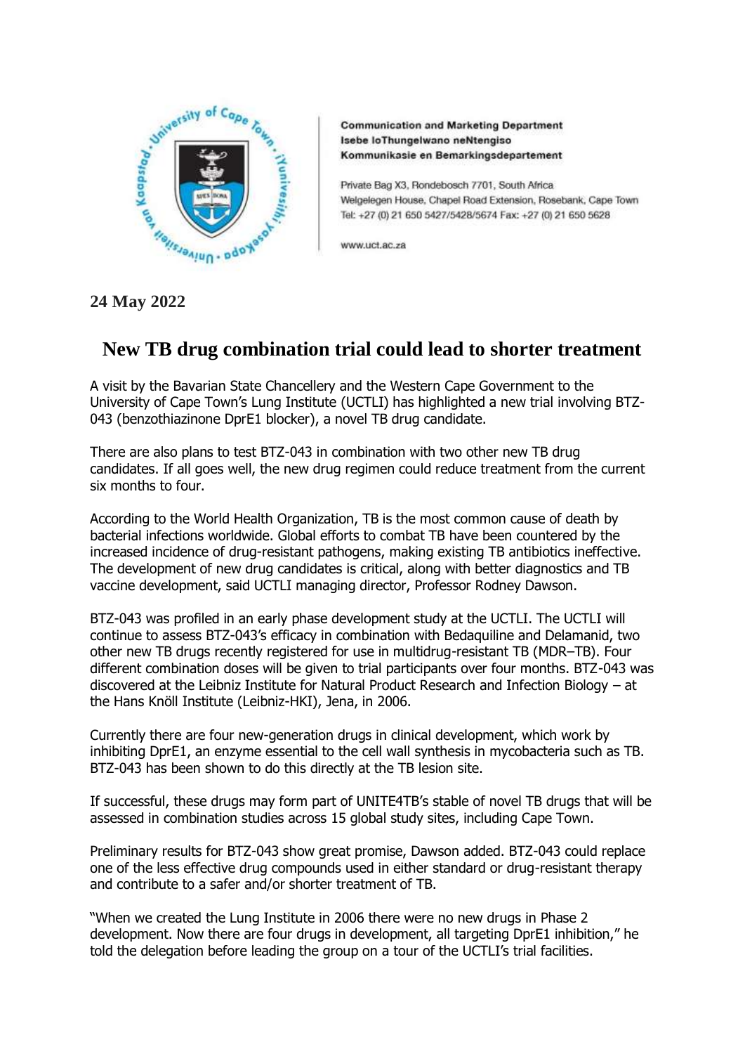**Communication and Marketing Department**
**Isebe loThungelwano neNtengiso**
**Kommunikasie en Bemarkingsdepartement**

Private Bag X3, Rondebosch 7701, South Africa
Welgelegen House, Chapel Road Extension, Rosebank, Cape Town
Tel: +27 (0) 21 650 5427/5428/5674 Fax: +27 (0) 21 650 5628

www.uct.ac.za

**24 May 2022**

# New TB drug combination trial could lead to shorter treatment

A visit by the Bavarian State Chancellery and the Western Cape Government to the University of Cape Town's Lung Institute (UCTLI) has highlighted a new trial involving BTZ-043 (benzothiazinone DprE1 blocker), a novel TB drug candidate.

There are also plans to test BTZ-043 in combination with two other new TB drug candidates. If all goes well, the new drug regimen could reduce treatment from the current six months to four.

According to the World Health Organization, TB is the most common cause of death by bacterial infections worldwide. Global efforts to combat TB have been countered by the increased incidence of drug-resistant pathogens, making existing TB antibiotics ineffective. The development of new drug candidates is critical, along with better diagnostics and TB vaccine development, said UCTLI managing director, Professor Rodney Dawson.

BTZ-043 was profiled in an early phase development study at the UCTLI. The UCTLI will continue to assess BTZ-043's efficacy in combination with Bedaquiline and Delamanid, two other new TB drugs recently registered for use in multidrug-resistant TB (MDR–TB). Four different combination doses will be given to trial participants over four months. BTZ-043 was discovered at the Leibniz Institute for Natural Product Research and Infection Biology – at the Hans Knöll Institute (Leibniz-HKI), Jena, in 2006.

Currently there are four new-generation drugs in clinical development, which work by inhibiting DprE1, an enzyme essential to the cell wall synthesis in mycobacteria such as TB. BTZ-043 has been shown to do this directly at the TB lesion site.

If successful, these drugs may form part of UNITE4TB's stable of novel TB drugs that will be assessed in combination studies across 15 global study sites, including Cape Town.

Preliminary results for BTZ-043 show great promise, Dawson added. BTZ-043 could replace one of the less effective drug compounds used in either standard or drug-resistant therapy and contribute to a safer and/or shorter treatment of TB.

"When we created the Lung Institute in 2006 there were no new drugs in Phase 2 development. Now there are four drugs in development, all targeting DprE1 inhibition," he told the delegation before leading the group on a tour of the UCTLI's trial facilities.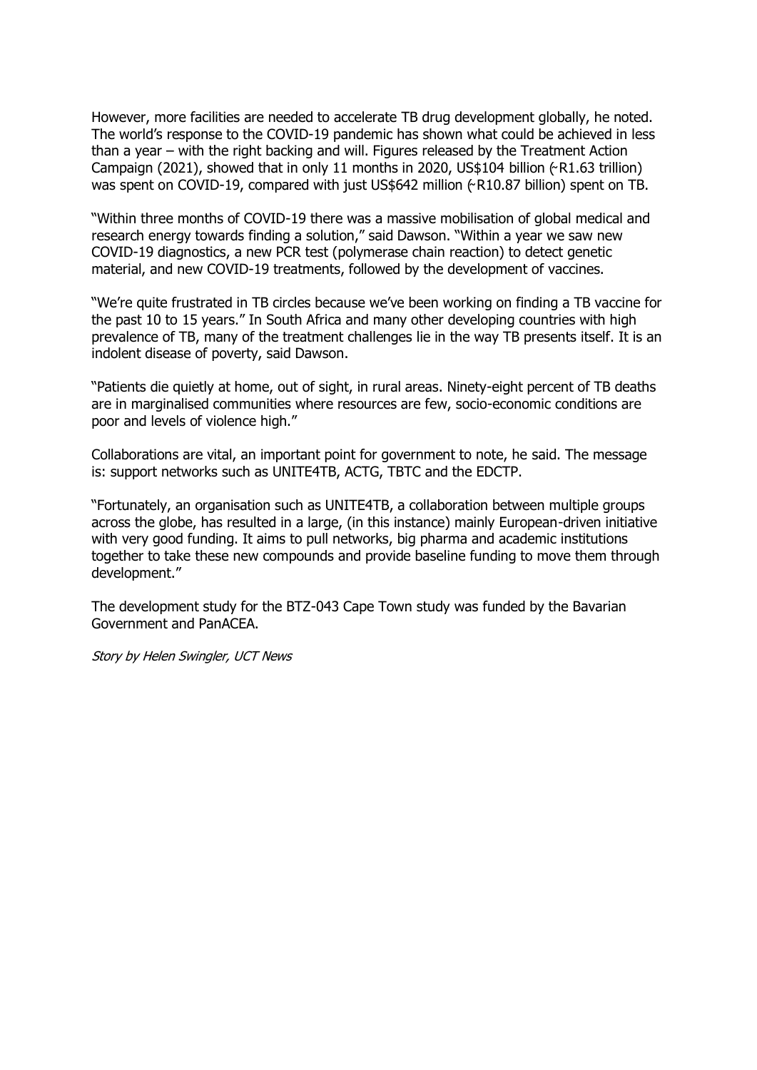However, more facilities are needed to accelerate TB drug development globally, he noted. The world's response to the COVID-19 pandemic has shown what could be achieved in less than a year – with the right backing and will. Figures released by the Treatment Action Campaign (2021), showed that in only 11 months in 2020, US$104 billion (~R1.63 trillion) was spent on COVID-19, compared with just US$642 million (~R10.87 billion) spent on TB.

"Within three months of COVID-19 there was a massive mobilisation of global medical and research energy towards finding a solution," said Dawson. "Within a year we saw new COVID-19 diagnostics, a new PCR test (polymerase chain reaction) to detect genetic material, and new COVID-19 treatments, followed by the development of vaccines.

"We're quite frustrated in TB circles because we've been working on finding a TB vaccine for the past 10 to 15 years." In South Africa and many other developing countries with high prevalence of TB, many of the treatment challenges lie in the way TB presents itself. It is an indolent disease of poverty, said Dawson.

"Patients die quietly at home, out of sight, in rural areas. Ninety-eight percent of TB deaths are in marginalised communities where resources are few, socio-economic conditions are poor and levels of violence high."

Collaborations are vital, an important point for government to note, he said. The message is: support networks such as UNITE4TB, ACTG, TBTC and the EDCTP.

"Fortunately, an organisation such as UNITE4TB, a collaboration between multiple groups across the globe, has resulted in a large, (in this instance) mainly European-driven initiative with very good funding. It aims to pull networks, big pharma and academic institutions together to take these new compounds and provide baseline funding to move them through development."

The development study for the BTZ-043 Cape Town study was funded by the Bavarian Government and PanACEA.

*Story by Helen Swingler, UCT News*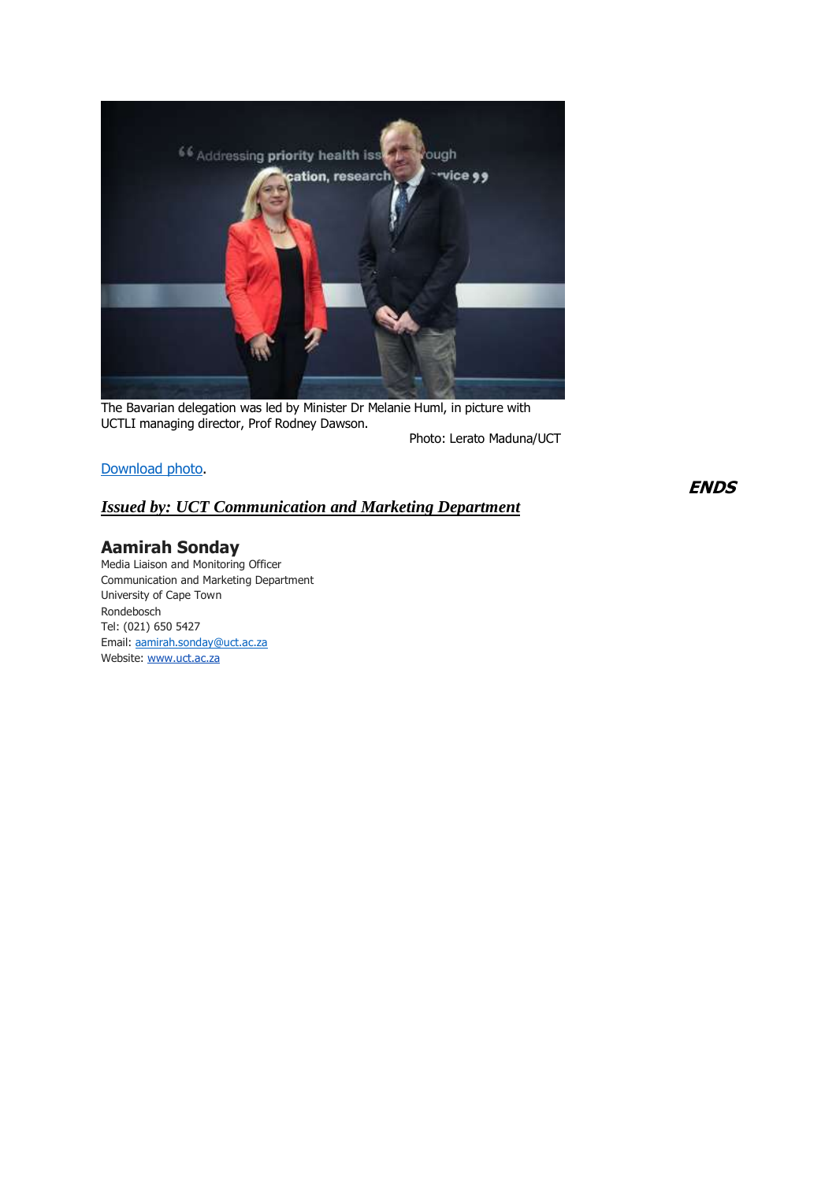The Bavarian delegation was led by Minister Dr Melanie Huml, in picture with UCTLI managing director, Prof Rodney Dawson.

Photo: Lerato Maduna/UCT

[Download photo](#).

***ENDS***

***Issued by: UCT Communication and Marketing Department***

**Aamirah Sonday**
Media Liaison and Monitoring Officer
Communication and Marketing Department
University of Cape Town
Rondebosch
Tel: (021) 650 5427
Email: aamirah.sonday@uct.ac.za
Website: www.uct.ac.za